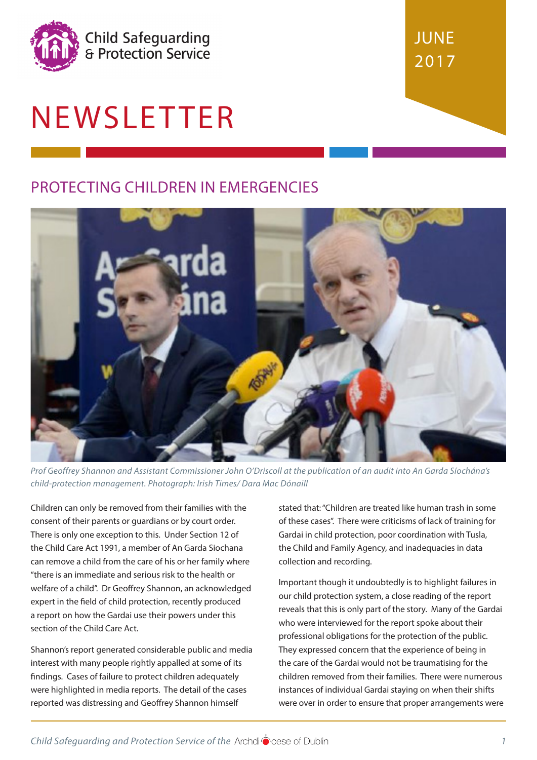Child Safeguarding & Protection Service

JUNE 2017

# NEWSLETTER

## PROTECTING CHILDREN IN EMERGENCIES

*Prof Geoffrey Shannon and Assistant Commissioner John O'Driscoll at the publication of an audit into An Garda Síochána's child-protection management. Photograph: Irish Times/ Dara Mac Dónaill*

Children can only be removed from their families with the consent of their parents or guardians or by court order. There is only one exception to this. Under Section 12 of the Child Care Act 1991, a member of An Garda Siochana can remove a child from the care of his or her family where "there is an immediate and serious risk to the health or welfare of a child". Dr Geoffrey Shannon, an acknowledged expert in the field of child protection, recently produced a report on how the Gardai use their powers under this section of the Child Care Act.

Shannon's report generated considerable public and media interest with many people rightly appalled at some of its findings. Cases of failure to protect children adequately were highlighted in media reports. The detail of the cases reported was distressing and Geoffrey Shannon himself stated that: "Children are treated like human trash in some of these cases". There were criticisms of lack of training for Gardai in child protection, poor coordination with Tusla, the Child and Family Agency, and inadequacies in data collection and recording.

Important though it undoubtedly is to highlight failures in our child protection system, a close reading of the report reveals that this is only part of the story. Many of the Gardai who were interviewed for the report spoke about their professional obligations for the protection of the public. They expressed concern that the experience of being in the care of the Gardai would not be traumatising for the children removed from their families. There were numerous instances of individual Gardai staying on when their shifts were over in order to ensure that proper arrangements were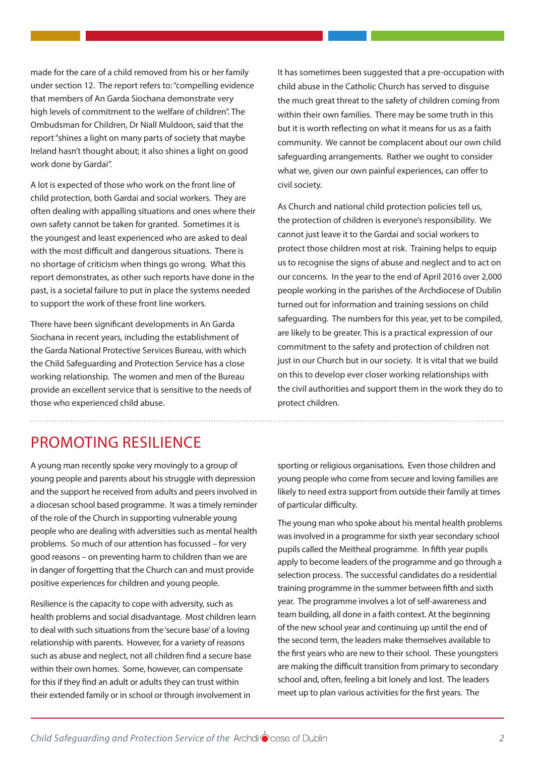made for the care of a child removed from his or her family under section 12. The report refers to: "compelling evidence that members of An Garda Siochana demonstrate very high levels of commitment to the welfare of children". The Ombudsman for Children, Dr Niall Muldoon, said that the report "shines a light on many parts of society that maybe Ireland hasn't thought about; it also shines a light on good work done by Gardai".

A lot is expected of those who work on the front line of child protection, both Gardai and social workers. They are often dealing with appalling situations and ones where their own safety cannot be taken for granted. Sometimes it is the youngest and least experienced who are asked to deal with the most difficult and dangerous situations. There is no shortage of criticism when things go wrong. What this report demonstrates, as other such reports have done in the past, is a societal failure to put in place the systems needed to support the work of these front line workers.

There have been significant developments in An Garda Siochana in recent years, including the establishment of the Garda National Protective Services Bureau, with which the Child Safeguarding and Protection Service has a close working relationship. The women and men of the Bureau provide an excellent service that is sensitive to the needs of those who experienced child abuse.

It has sometimes been suggested that a pre-occupation with child abuse in the Catholic Church has served to disguise the much great threat to the safety of children coming from within their own families. There may be some truth in this but it is worth reflecting on what it means for us as a faith community. We cannot be complacent about our own child safeguarding arrangements. Rather we ought to consider what we, given our own painful experiences, can offer to civil society.

As Church and national child protection policies tell us, the protection of children is everyone's responsibility. We cannot just leave it to the Gardai and social workers to protect those children most at risk. Training helps to equip us to recognise the signs of abuse and neglect and to act on our concerns. In the year to the end of April 2016 over 2,000 people working in the parishes of the Archdiocese of Dublin turned out for information and training sessions on child safeguarding. The numbers for this year, yet to be compiled, are likely to be greater. This is a practical expression of our commitment to the safety and protection of children not just in our Church but in our society. It is vital that we build on this to develop ever closer working relationships with the civil authorities and support them in the work they do to protect children.

## PROMOTING RESILIENCE

A young man recently spoke very movingly to a group of young people and parents about his struggle with depression and the support he received from adults and peers involved in a diocesan school based programme. It was a timely reminder of the role of the Church in supporting vulnerable young people who are dealing with adversities such as mental health problems. So much of our attention has focussed – for very good reasons – on preventing harm to children than we are in danger of forgetting that the Church can and must provide positive experiences for children and young people.

Resilience is the capacity to cope with adversity, such as health problems and social disadvantage. Most children learn to deal with such situations from the 'secure base' of a loving relationship with parents. However, for a variety of reasons such as abuse and neglect, not all children find a secure base within their own homes. Some, however, can compensate for this if they find an adult or adults they can trust within their extended family or in school or through involvement in sporting or religious organisations. Even those children and young people who come from secure and loving families are likely to need extra support from outside their family at times of particular difficulty.

The young man who spoke about his mental health problems was involved in a programme for sixth year secondary school pupils called the Meitheal programme. In fifth year pupils apply to become leaders of the programme and go through a selection process. The successful candidates do a residential training programme in the summer between fifth and sixth year. The programme involves a lot of self-awareness and team building, all done in a faith context. At the beginning of the new school year and continuing up until the end of the second term, the leaders make themselves available to the first years who are new to their school. These youngsters are making the difficult transition from primary to secondary school and, often, feeling a bit lonely and lost. The leaders meet up to plan various activities for the first years. The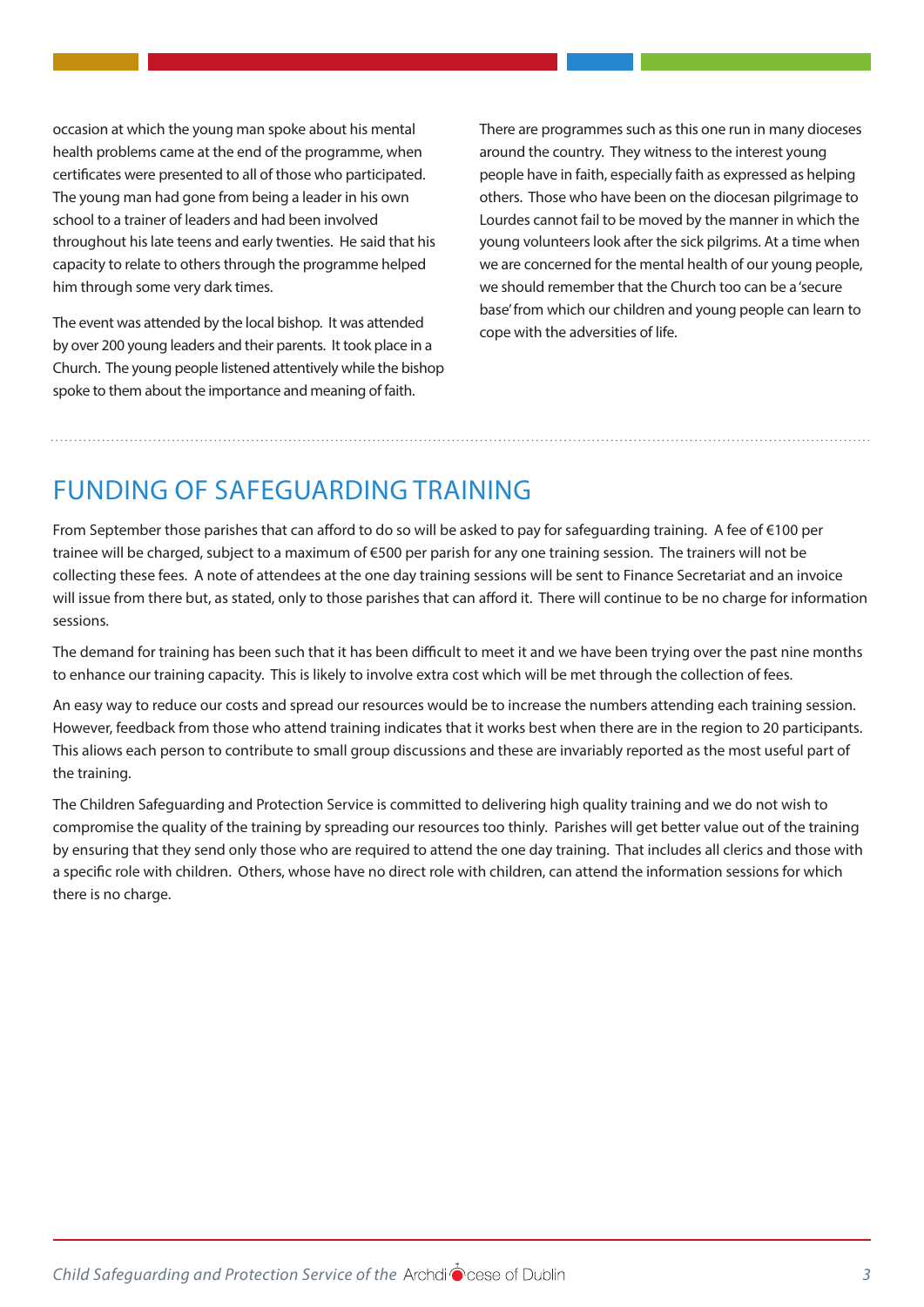occasion at which the young man spoke about his mental health problems came at the end of the programme, when certificates were presented to all of those who participated. The young man had gone from being a leader in his own school to a trainer of leaders and had been involved throughout his late teens and early twenties. He said that his capacity to relate to others through the programme helped him through some very dark times.

The event was attended by the local bishop. It was attended by over 200 young leaders and their parents. It took place in a Church. The young people listened attentively while the bishop spoke to them about the importance and meaning of faith.

There are programmes such as this one run in many dioceses around the country. They witness to the interest young people have in faith, especially faith as expressed as helping others. Those who have been on the diocesan pilgrimage to Lourdes cannot fail to be moved by the manner in which the young volunteers look after the sick pilgrims. At a time when we are concerned for the mental health of our young people, we should remember that the Church too can be a 'secure base' from which our children and young people can learn to cope with the adversities of life.

## FUNDING OF SAFEGUARDING TRAINING

From September those parishes that can afford to do so will be asked to pay for safeguarding training. A fee of €100 per trainee will be charged, subject to a maximum of €500 per parish for any one training session. The trainers will not be collecting these fees. A note of attendees at the one day training sessions will be sent to Finance Secretariat and an invoice will issue from there but, as stated, only to those parishes that can afford it. There will continue to be no charge for information sessions.

The demand for training has been such that it has been difficult to meet it and we have been trying over the past nine months to enhance our training capacity. This is likely to involve extra cost which will be met through the collection of fees.

An easy way to reduce our costs and spread our resources would be to increase the numbers attending each training session. However, feedback from those who attend training indicates that it works best when there are in the region to 20 participants. This allows each person to contribute to small group discussions and these are invariably reported as the most useful part of the training.

The Children Safeguarding and Protection Service is committed to delivering high quality training and we do not wish to compromise the quality of the training by spreading our resources too thinly. Parishes will get better value out of the training by ensuring that they send only those who are required to attend the one day training. That includes all clerics and those with a specific role with children. Others, whose have no direct role with children, can attend the information sessions for which there is no charge.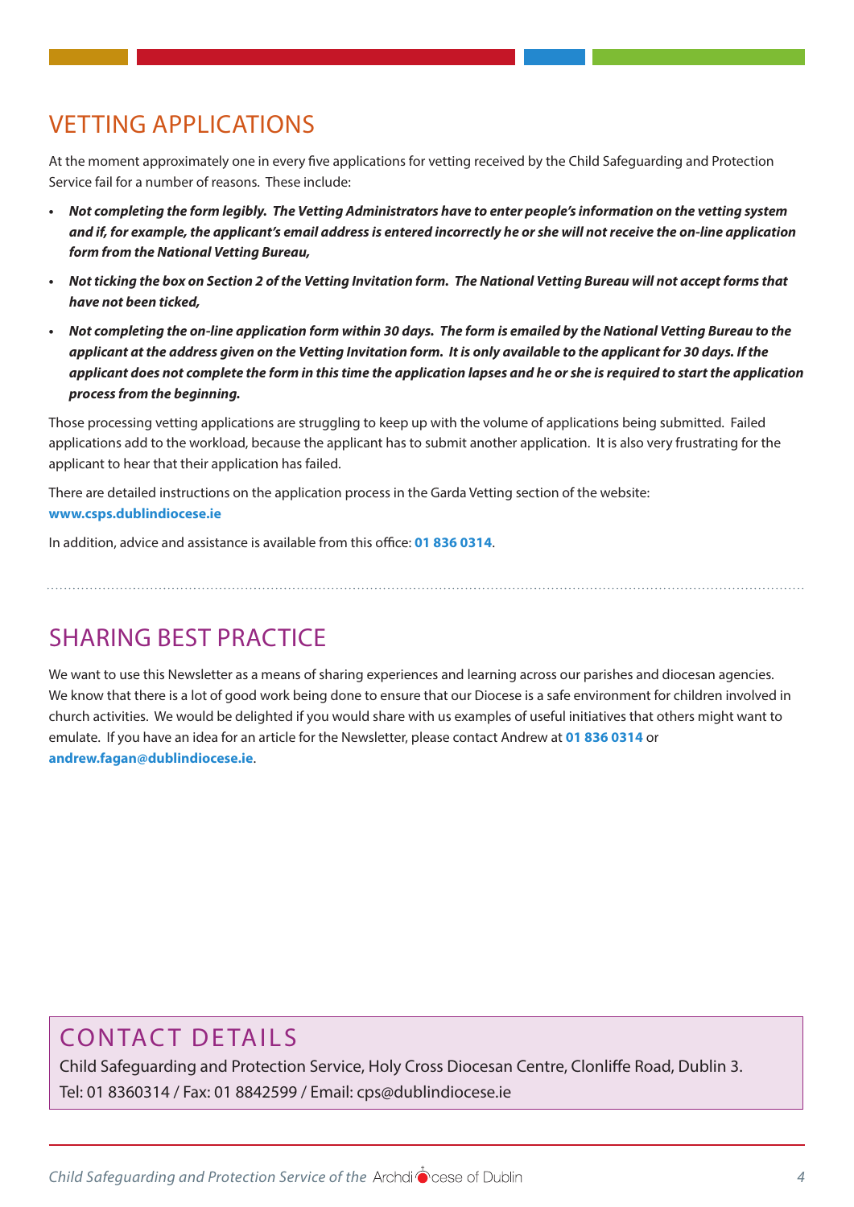## VETTING APPLICATIONS

At the moment approximately one in every five applications for vetting received by the Child Safeguarding and Protection Service fail for a number of reasons. These include:

- ***Not completing the form legibly. The Vetting Administrators have to enter people's information on the vetting system and if, for example, the applicant's email address is entered incorrectly he or she will not receive the on-line application form from the National Vetting Bureau,***
- ***Not ticking the box on Section 2 of the Vetting Invitation form. The National Vetting Bureau will not accept forms that have not been ticked,***
- ***Not completing the on-line application form within 30 days. The form is emailed by the National Vetting Bureau to the applicant at the address given on the Vetting Invitation form. It is only available to the applicant for 30 days. If the applicant does not complete the form in this time the application lapses and he or she is required to start the application process from the beginning.***

Those processing vetting applications are struggling to keep up with the volume of applications being submitted. Failed applications add to the workload, because the applicant has to submit another application. It is also very frustrating for the applicant to hear that their application has failed.

There are detailed instructions on the application process in the Garda Vetting section of the website: **www.csps.dublindiocese.ie**

In addition, advice and assistance is available from this office: **01 836 0314**.

## SHARING BEST PRACTICE

We want to use this Newsletter as a means of sharing experiences and learning across our parishes and diocesan agencies. We know that there is a lot of good work being done to ensure that our Diocese is a safe environment for children involved in church activities. We would be delighted if you would share with us examples of useful initiatives that others might want to emulate. If you have an idea for an article for the Newsletter, please contact Andrew at **01 836 0314** or **andrew.fagan@dublindiocese.ie**.

## CONTACT DETAILS

Child Safeguarding and Protection Service, Holy Cross Diocesan Centre, Clonliffe Road, Dublin 3.
Tel: 01 8360314 / Fax: 01 8842599 / Email: cps@dublindiocese.ie